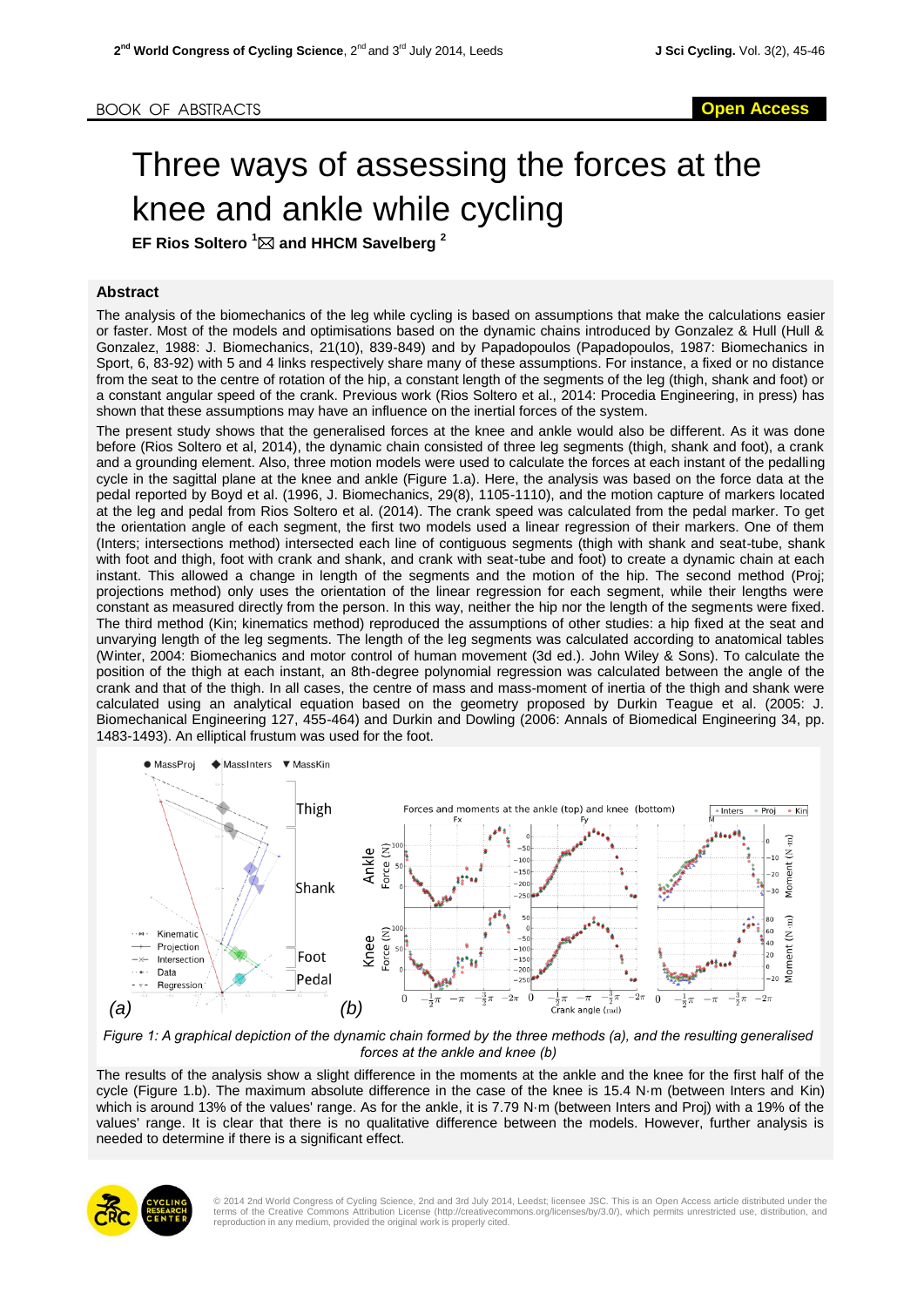BOOK OF ABSTRACTS

Open Access

# Three ways of assessing the forces at the knee and ankle while cycling

**EF Rios Soltero [1] and HHCM Savelberg [2]**

## Abstract

The analysis of the biomechanics of the leg while cycling is based on assumptions that make the calculations easier or faster. Most of the models and optimisations based on the dynamic chains introduced by Gonzalez & Hull (Hull & Gonzalez, 1988: J. Biomechanics, 21(10), 839-849) and by Papadopoulos (Papadopoulos, 1987: Biomechanics in Sport, 6, 83-92) with 5 and 4 links respectively share many of these assumptions. For instance, a fixed or no distance from the seat to the centre of rotation of the hip, a constant length of the segments of the leg (thigh, shank and foot) or a constant angular speed of the crank. Previous work (Rios Soltero et al., 2014: Procedia Engineering, in press) has shown that these assumptions may have an influence on the inertial forces of the system.

The present study shows that the generalised forces at the knee and ankle would also be different. As it was done before (Rios Soltero et al, 2014), the dynamic chain consisted of three leg segments (thigh, shank and foot), a crank and a grounding element. Also, three motion models were used to calculate the forces at each instant of the pedalling cycle in the sagittal plane at the knee and ankle (Figure 1.a). Here, the analysis was based on the force data at the pedal reported by Boyd et al. (1996, J. Biomechanics, 29(8), 1105-1110), and the motion capture of markers located at the leg and pedal from Rios Soltero et al. (2014). The crank speed was calculated from the pedal marker. To get the orientation angle of each segment, the first two models used a linear regression of their markers. One of them (Inters; intersections method) intersected each line of contiguous segments (thigh with shank and seat-tube, shank with foot and thigh, foot with crank and shank, and crank with seat-tube and foot) to create a dynamic chain at each instant. This allowed a change in length of the segments and the motion of the hip. The second method (Proj; projections method) only uses the orientation of the linear regression for each segment, while their lengths were constant as measured directly from the person. In this way, neither the hip nor the length of the segments were fixed. The third method (Kin; kinematics method) reproduced the assumptions of other studies: a hip fixed at the seat and unvarying length of the leg segments. The length of the leg segments was calculated according to anatomical tables (Winter, 2004: Biomechanics and motor control of human movement (3d ed.). John Wiley & Sons). To calculate the position of the thigh at each instant, an 8th-degree polynomial regression was calculated between the angle of the crank and that of the thigh. In all cases, the centre of mass and mass-moment of inertia of the thigh and shank were calculated using an analytical equation based on the geometry proposed by Durkin Teague et al. (2005: J. Biomechanical Engineering 127, 455-464) and Durkin and Dowling (2006: Annals of Biomedical Engineering 34, pp. 1483-1493). An elliptical frustum was used for the foot.

*Figure 1: A graphical depiction of the dynamic chain formed by the three methods (a), and the resulting generalised forces at the ankle and knee (b)*

The results of the analysis show a slight difference in the moments at the ankle and the knee for the first half of the cycle (Figure 1.b). The maximum absolute difference in the case of the knee is 15.4 N·m (between Inters and Kin) which is around 13% of the values' range. As for the ankle, it is 7.79 N·m (between Inters and Proj) with a 19% of the values' range. It is clear that there is no qualitative difference between the models. However, further analysis is needed to determine if there is a significant effect.

© 2014 2nd World Congress of Cycling Science, 2nd and 3rd July 2014, Leedst; licensee JSC. This is an Open Access article distributed under the terms of the Creative Commons Attribution License (http://creativecommons.org/licenses/by/3.0/), which permits unrestricted use, distribution, and reproduction in any medium, provided the original work is properly cited.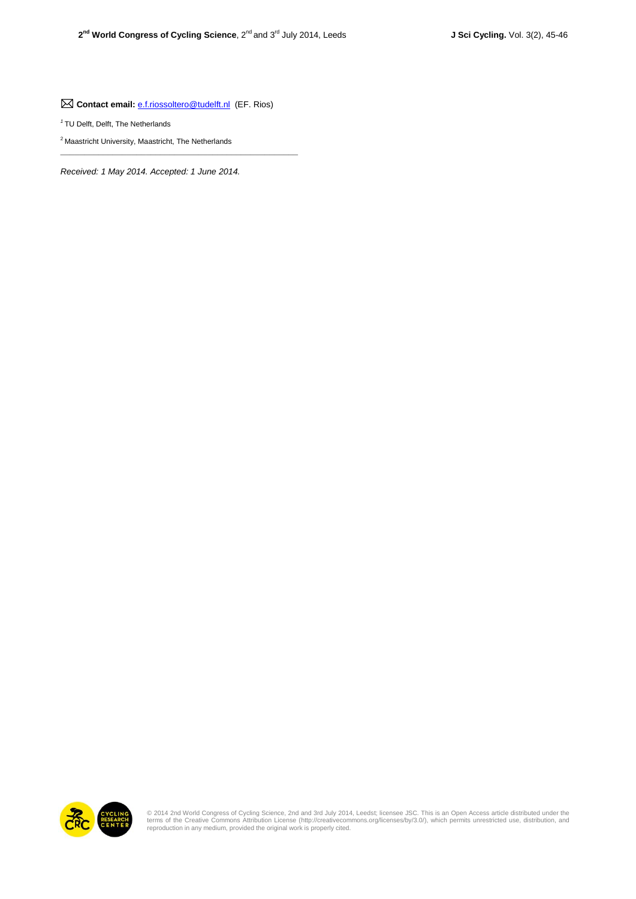✉ **Contact email:** e.f.riossoltero@tudelft.nl (EF. Rios)

[1] TU Delft, Delft, The Netherlands

[2] Maastricht University, Maastricht, The Netherlands

---

*Received: 1 May 2014. Accepted: 1 June 2014.*

© 2014 2nd World Congress of Cycling Science, 2nd and 3rd July 2014, Leedst; licensee JSC. This is an Open Access article distributed under the terms of the Creative Commons Attribution License (http://creativecommons.org/licenses/by/3.0/), which permits unrestricted use, distribution, and reproduction in any medium, provided the original work is properly cited.